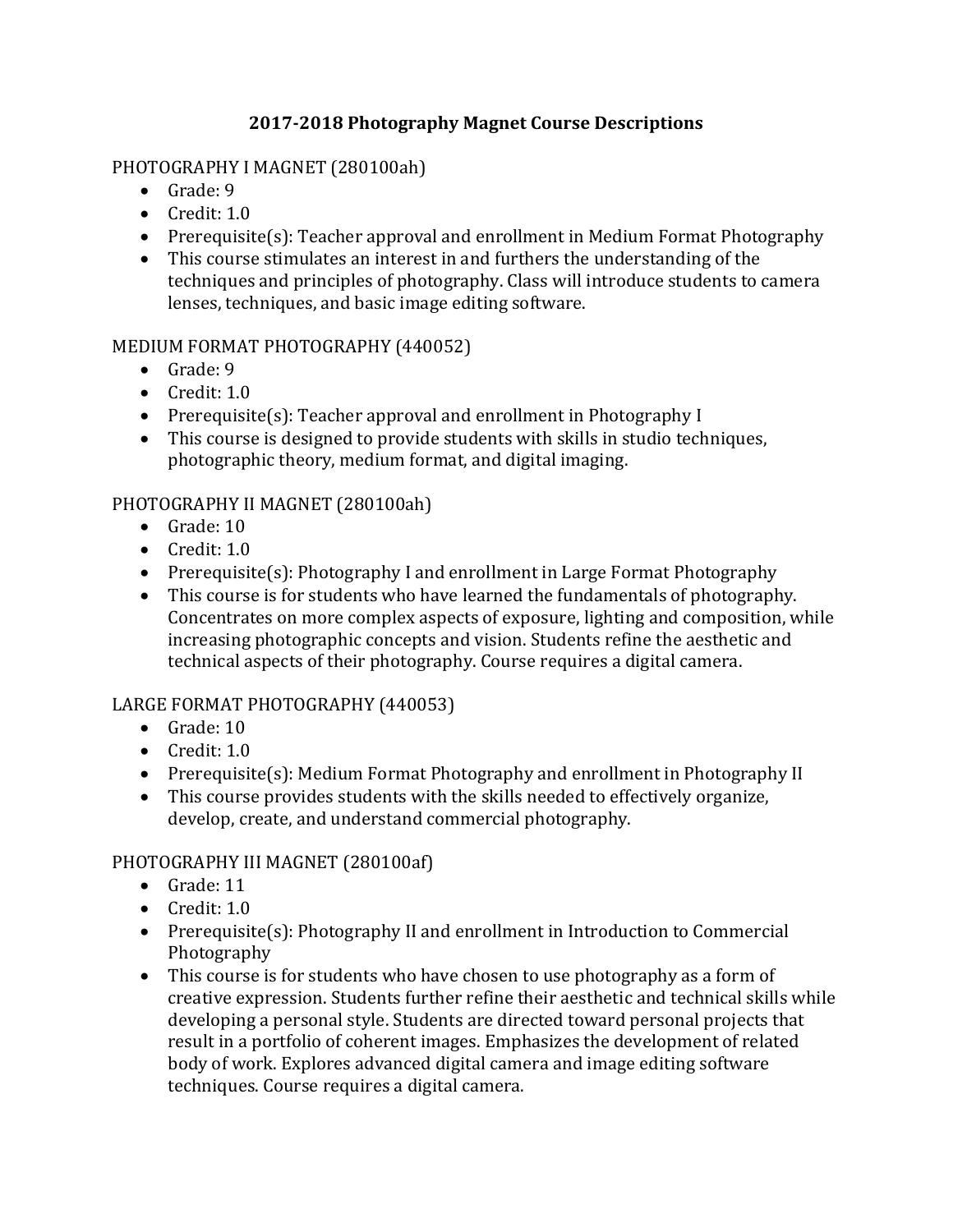# 2017-2018 Photography Magnet Course Descriptions

PHOTOGRAPHY I MAGNET (280100ah)

- Grade: 9
- Credit: 1.0
- Prerequisite(s): Teacher approval and enrollment in Medium Format Photography
- This course stimulates an interest in and furthers the understanding of the techniques and principles of photography. Class will introduce students to camera lenses, techniques, and basic image editing software.

MEDIUM FORMAT PHOTOGRAPHY (440052)

- Grade: 9
- Credit: 1.0
- Prerequisite(s): Teacher approval and enrollment in Photography I
- This course is designed to provide students with skills in studio techniques, photographic theory, medium format, and digital imaging.

PHOTOGRAPHY II MAGNET (280100ah)

- Grade: 10
- Credit: 1.0
- Prerequisite(s): Photography I and enrollment in Large Format Photography
- This course is for students who have learned the fundamentals of photography. Concentrates on more complex aspects of exposure, lighting and composition, while increasing photographic concepts and vision. Students refine the aesthetic and technical aspects of their photography. Course requires a digital camera.

LARGE FORMAT PHOTOGRAPHY (440053)

- Grade: 10
- Credit: 1.0
- Prerequisite(s): Medium Format Photography and enrollment in Photography II
- This course provides students with the skills needed to effectively organize, develop, create, and understand commercial photography.

PHOTOGRAPHY III MAGNET (280100af)

- Grade: 11
- Credit: 1.0
- Prerequisite(s): Photography II and enrollment in Introduction to Commercial Photography
- This course is for students who have chosen to use photography as a form of creative expression. Students further refine their aesthetic and technical skills while developing a personal style. Students are directed toward personal projects that result in a portfolio of coherent images. Emphasizes the development of related body of work. Explores advanced digital camera and image editing software techniques. Course requires a digital camera.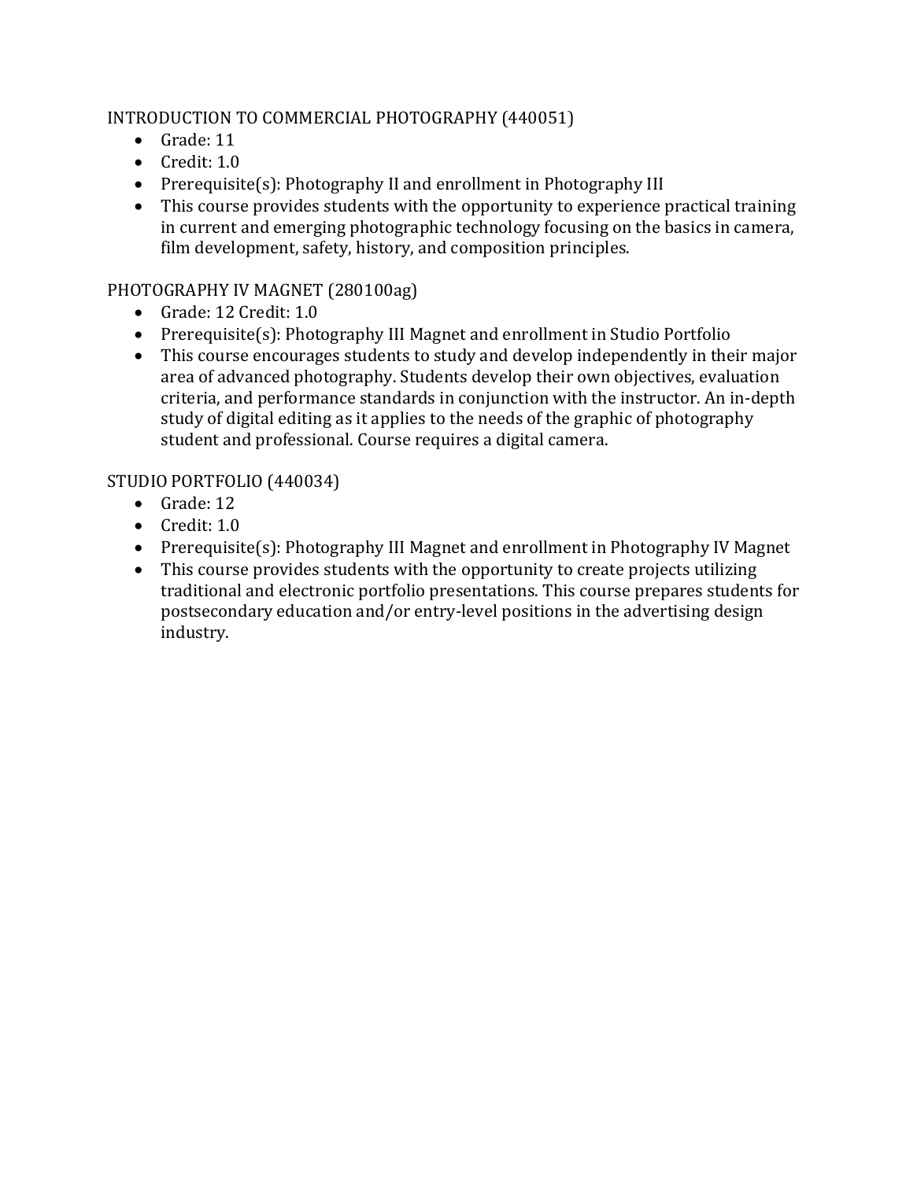INTRODUCTION TO COMMERCIAL PHOTOGRAPHY (440051)

- Grade: 11
- Credit: 1.0
- Prerequisite(s): Photography II and enrollment in Photography III
- This course provides students with the opportunity to experience practical training in current and emerging photographic technology focusing on the basics in camera, film development, safety, history, and composition principles.

PHOTOGRAPHY IV MAGNET (280100ag)

- Grade: 12 Credit: 1.0
- Prerequisite(s): Photography III Magnet and enrollment in Studio Portfolio
- This course encourages students to study and develop independently in their major area of advanced photography. Students develop their own objectives, evaluation criteria, and performance standards in conjunction with the instructor. An in-depth study of digital editing as it applies to the needs of the graphic of photography student and professional. Course requires a digital camera.

STUDIO PORTFOLIO (440034)

- Grade: 12
- Credit: 1.0
- Prerequisite(s): Photography III Magnet and enrollment in Photography IV Magnet
- This course provides students with the opportunity to create projects utilizing traditional and electronic portfolio presentations. This course prepares students for postsecondary education and/or entry-level positions in the advertising design industry.